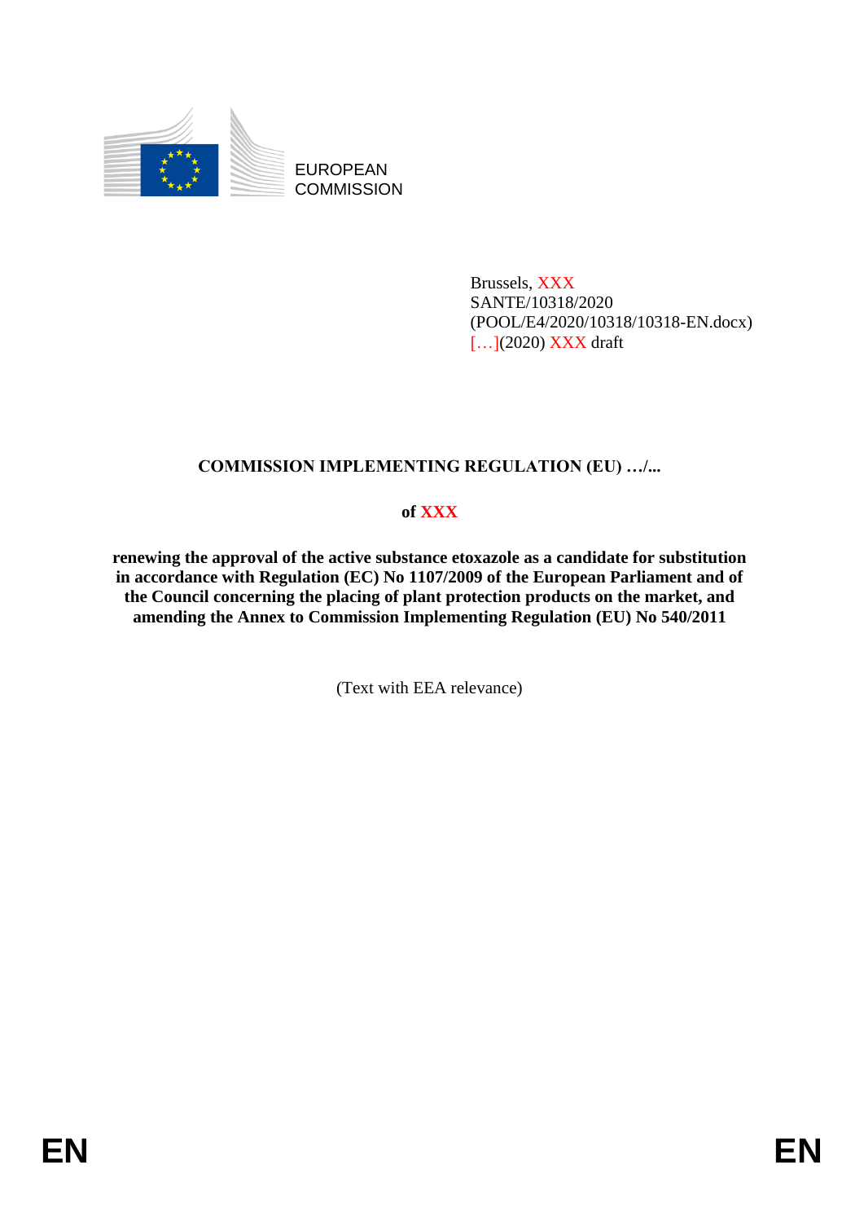EUROPEAN COMMISSION

Brussels, XXX
SANTE/10318/2020
(POOL/E4/2020/10318/10318-EN.docx)
[…](2020) XXX draft

**COMMISSION IMPLEMENTING REGULATION (EU) …/...**

**of XXX**

**renewing the approval of the active substance etoxazole as a candidate for substitution in accordance with Regulation (EC) No 1107/2009 of the European Parliament and of the Council concerning the placing of plant protection products on the market, and amending the Annex to Commission Implementing Regulation (EU) No 540/2011**

(Text with EEA relevance)

EN EN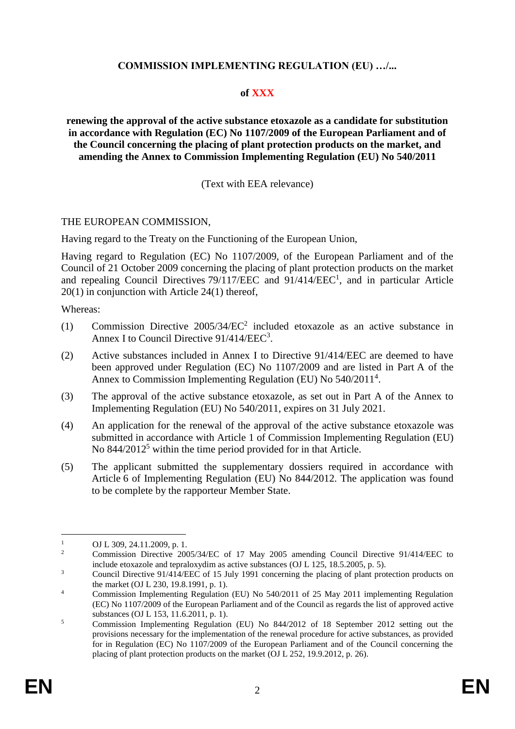**COMMISSION IMPLEMENTING REGULATION (EU) …/...**

**of XXX**

**renewing the approval of the active substance etoxazole as a candidate for substitution in accordance with Regulation (EC) No 1107/2009 of the European Parliament and of the Council concerning the placing of plant protection products on the market, and amending the Annex to Commission Implementing Regulation (EU) No 540/2011**

(Text with EEA relevance)

THE EUROPEAN COMMISSION,

Having regard to the Treaty on the Functioning of the European Union,

Having regard to Regulation (EC) No 1107/2009, of the European Parliament and of the Council of 21 October 2009 concerning the placing of plant protection products on the market and repealing Council Directives 79/117/EEC and 91/414/EEC[1], and in particular Article 20(1) in conjunction with Article 24(1) thereof,

Whereas:

(1) Commission Directive 2005/34/EC[2] included etoxazole as an active substance in Annex I to Council Directive 91/414/EEC[3].

(2) Active substances included in Annex I to Directive 91/414/EEC are deemed to have been approved under Regulation (EC) No 1107/2009 and are listed in Part A of the Annex to Commission Implementing Regulation (EU) No 540/2011[4].

(3) The approval of the active substance etoxazole, as set out in Part A of the Annex to Implementing Regulation (EU) No 540/2011, expires on 31 July 2021.

(4) An application for the renewal of the approval of the active substance etoxazole was submitted in accordance with Article 1 of Commission Implementing Regulation (EU) No 844/2012[5] within the time period provided for in that Article.

(5) The applicant submitted the supplementary dossiers required in accordance with Article 6 of Implementing Regulation (EU) No 844/2012. The application was found to be complete by the rapporteur Member State.

---

[1] OJ L 309, 24.11.2009, p. 1.

[2] Commission Directive 2005/34/EC of 17 May 2005 amending Council Directive 91/414/EEC to include etoxazole and tepraloxydim as active substances (OJ L 125, 18.5.2005, p. 5).

[3] Council Directive 91/414/EEC of 15 July 1991 concerning the placing of plant protection products on the market (OJ L 230, 19.8.1991, p. 1).

[4] Commission Implementing Regulation (EU) No 540/2011 of 25 May 2011 implementing Regulation (EC) No 1107/2009 of the European Parliament and of the Council as regards the list of approved active substances (OJ L 153, 11.6.2011, p. 1).

[5] Commission Implementing Regulation (EU) No 844/2012 of 18 September 2012 setting out the provisions necessary for the implementation of the renewal procedure for active substances, as provided for in Regulation (EC) No 1107/2009 of the European Parliament and of the Council concerning the placing of plant protection products on the market (OJ L 252, 19.9.2012, p. 26).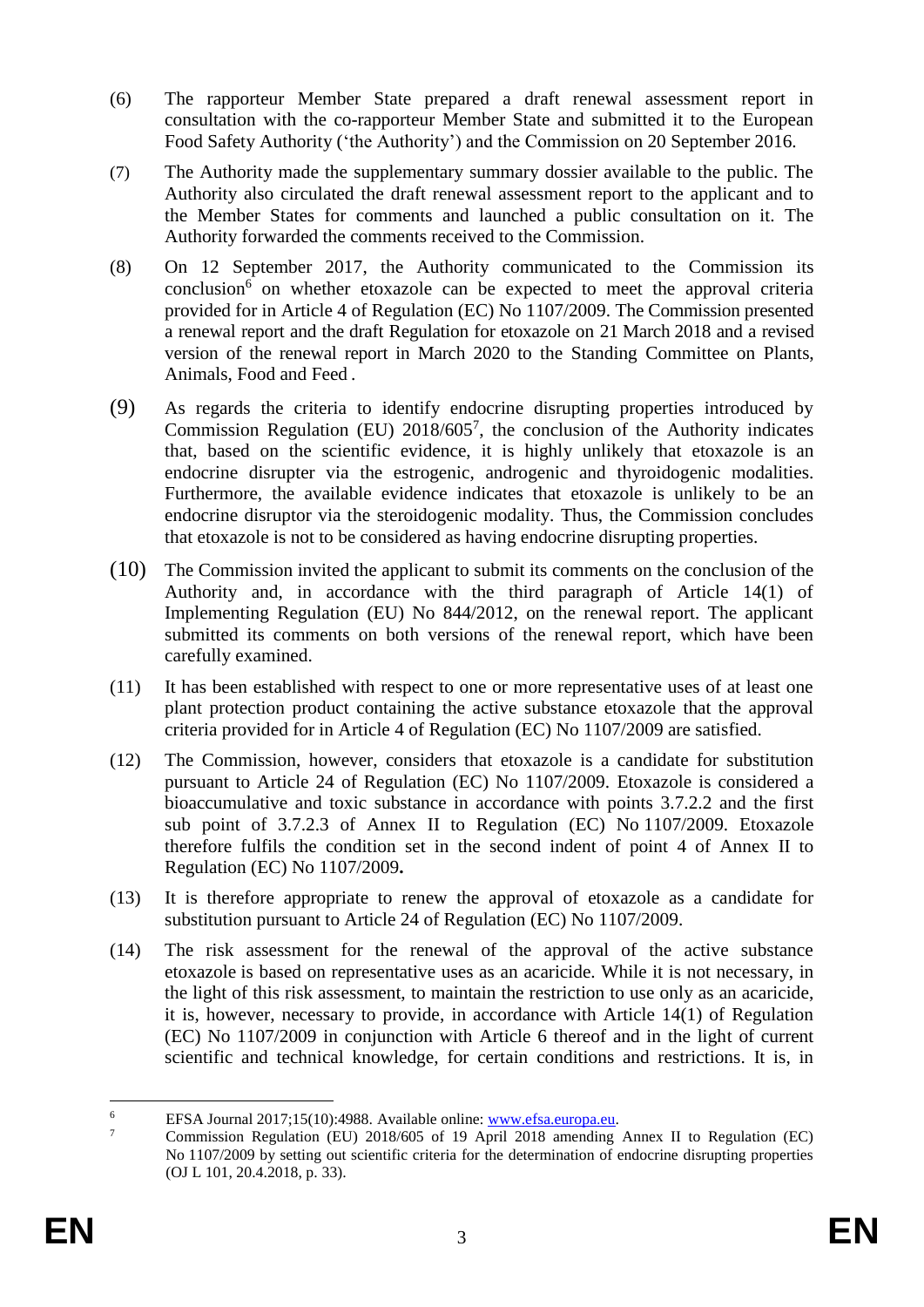(6) The rapporteur Member State prepared a draft renewal assessment report in consultation with the co-rapporteur Member State and submitted it to the European Food Safety Authority ('the Authority') and the Commission on 20 September 2016.

(7) The Authority made the supplementary summary dossier available to the public. The Authority also circulated the draft renewal assessment report to the applicant and to the Member States for comments and launched a public consultation on it. The Authority forwarded the comments received to the Commission.

(8) On 12 September 2017, the Authority communicated to the Commission its conclusion[6] on whether etoxazole can be expected to meet the approval criteria provided for in Article 4 of Regulation (EC) No 1107/2009. The Commission presented a renewal report and the draft Regulation for etoxazole on 21 March 2018 and a revised version of the renewal report in March 2020 to the Standing Committee on Plants, Animals, Food and Feed .

(9) As regards the criteria to identify endocrine disrupting properties introduced by Commission Regulation (EU) 2018/605[7], the conclusion of the Authority indicates that, based on the scientific evidence, it is highly unlikely that etoxazole is an endocrine disrupter via the estrogenic, androgenic and thyroidogenic modalities. Furthermore, the available evidence indicates that etoxazole is unlikely to be an endocrine disruptor via the steroidogenic modality. Thus, the Commission concludes that etoxazole is not to be considered as having endocrine disrupting properties.

(10) The Commission invited the applicant to submit its comments on the conclusion of the Authority and, in accordance with the third paragraph of Article 14(1) of Implementing Regulation (EU) No 844/2012, on the renewal report. The applicant submitted its comments on both versions of the renewal report, which have been carefully examined.

(11) It has been established with respect to one or more representative uses of at least one plant protection product containing the active substance etoxazole that the approval criteria provided for in Article 4 of Regulation (EC) No 1107/2009 are satisfied.

(12) The Commission, however, considers that etoxazole is a candidate for substitution pursuant to Article 24 of Regulation (EC) No 1107/2009. Etoxazole is considered a bioaccumulative and toxic substance in accordance with points 3.7.2.2 and the first sub point of 3.7.2.3 of Annex II to Regulation (EC) No 1107/2009. Etoxazole therefore fulfils the condition set in the second indent of point 4 of Annex II to Regulation (EC) No 1107/2009**.**

(13) It is therefore appropriate to renew the approval of etoxazole as a candidate for substitution pursuant to Article 24 of Regulation (EC) No 1107/2009.

(14) The risk assessment for the renewal of the approval of the active substance etoxazole is based on representative uses as an acaricide. While it is not necessary, in the light of this risk assessment, to maintain the restriction to use only as an acaricide, it is, however, necessary to provide, in accordance with Article 14(1) of Regulation (EC) No 1107/2009 in conjunction with Article 6 thereof and in the light of current scientific and technical knowledge, for certain conditions and restrictions. It is, in

---

[6] EFSA Journal 2017;15(10):4988. Available online: www.efsa.europa.eu.

[7] Commission Regulation (EU) 2018/605 of 19 April 2018 amending Annex II to Regulation (EC) No 1107/2009 by setting out scientific criteria for the determination of endocrine disrupting properties (OJ L 101, 20.4.2018, p. 33).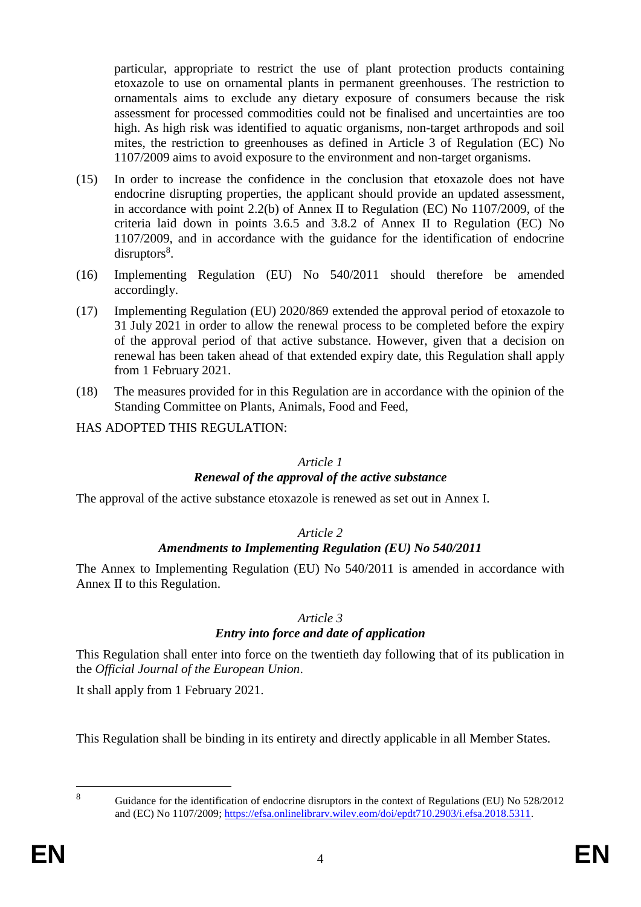particular, appropriate to restrict the use of plant protection products containing etoxazole to use on ornamental plants in permanent greenhouses. The restriction to ornamentals aims to exclude any dietary exposure of consumers because the risk assessment for processed commodities could not be finalised and uncertainties are too high. As high risk was identified to aquatic organisms, non-target arthropods and soil mites, the restriction to greenhouses as defined in Article 3 of Regulation (EC) No 1107/2009 aims to avoid exposure to the environment and non-target organisms.

(15) In order to increase the confidence in the conclusion that etoxazole does not have endocrine disrupting properties, the applicant should provide an updated assessment, in accordance with point 2.2(b) of Annex II to Regulation (EC) No 1107/2009, of the criteria laid down in points 3.6.5 and 3.8.2 of Annex II to Regulation (EC) No 1107/2009, and in accordance with the guidance for the identification of endocrine disruptors[8].

(16) Implementing Regulation (EU) No 540/2011 should therefore be amended accordingly.

(17) Implementing Regulation (EU) 2020/869 extended the approval period of etoxazole to 31 July 2021 in order to allow the renewal process to be completed before the expiry of the approval period of that active substance. However, given that a decision on renewal has been taken ahead of that extended expiry date, this Regulation shall apply from 1 February 2021.

(18) The measures provided for in this Regulation are in accordance with the opinion of the Standing Committee on Plants, Animals, Food and Feed,

HAS ADOPTED THIS REGULATION:

*Article 1*

***Renewal of the approval of the active substance***

The approval of the active substance etoxazole is renewed as set out in Annex I.

*Article 2*

***Amendments to Implementing Regulation (EU) No 540/2011***

The Annex to Implementing Regulation (EU) No 540/2011 is amended in accordance with Annex II to this Regulation.

*Article 3*

***Entry into force and date of application***

This Regulation shall enter into force on the twentieth day following that of its publication in the *Official Journal of the European Union*.

It shall apply from 1 February 2021.

This Regulation shall be binding in its entirety and directly applicable in all Member States.

---

[8] Guidance for the identification of endocrine disruptors in the context of Regulations (EU) No 528/2012 and (EC) No 1107/2009; https://efsa.onlinelibrarv.wilev.eom/doi/epdt710.2903/i.efsa.2018.5311.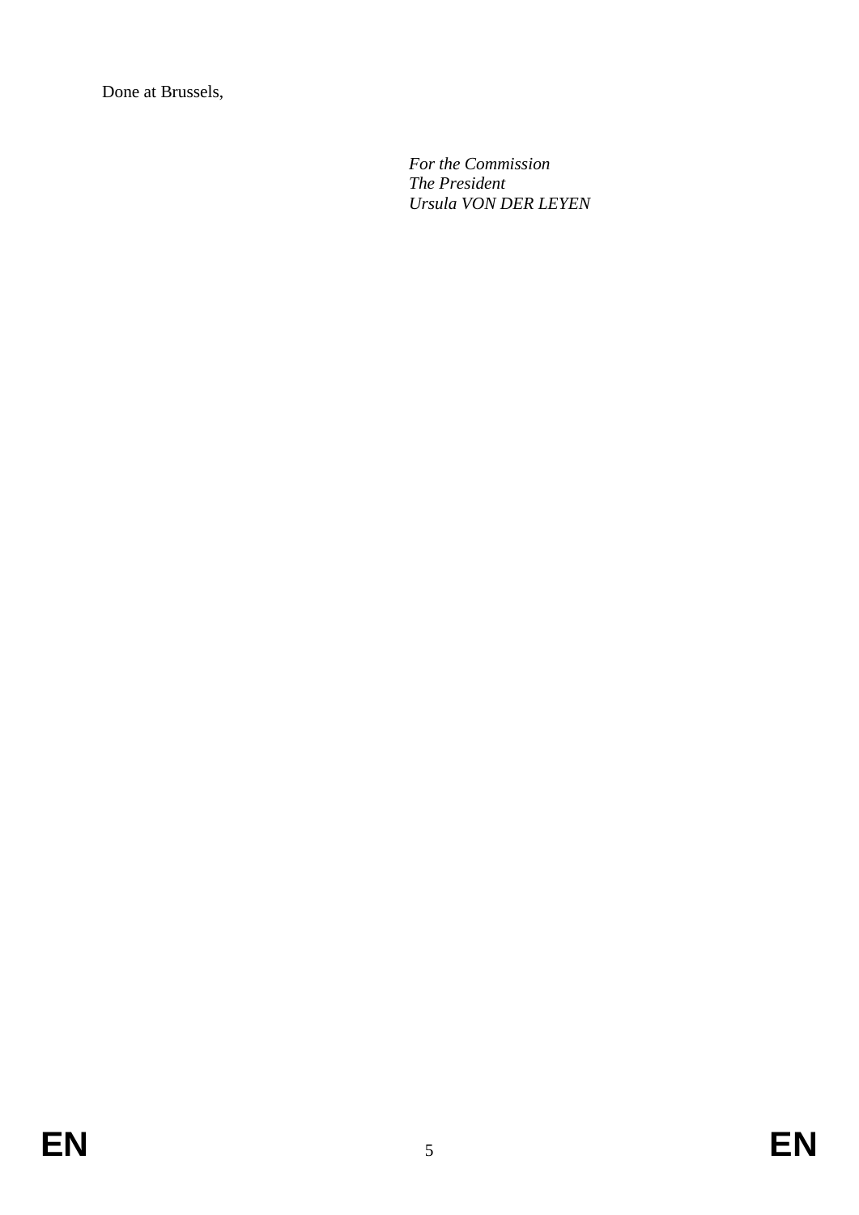Done at Brussels,

*For the Commission*
*The President*
*Ursula VON DER LEYEN*